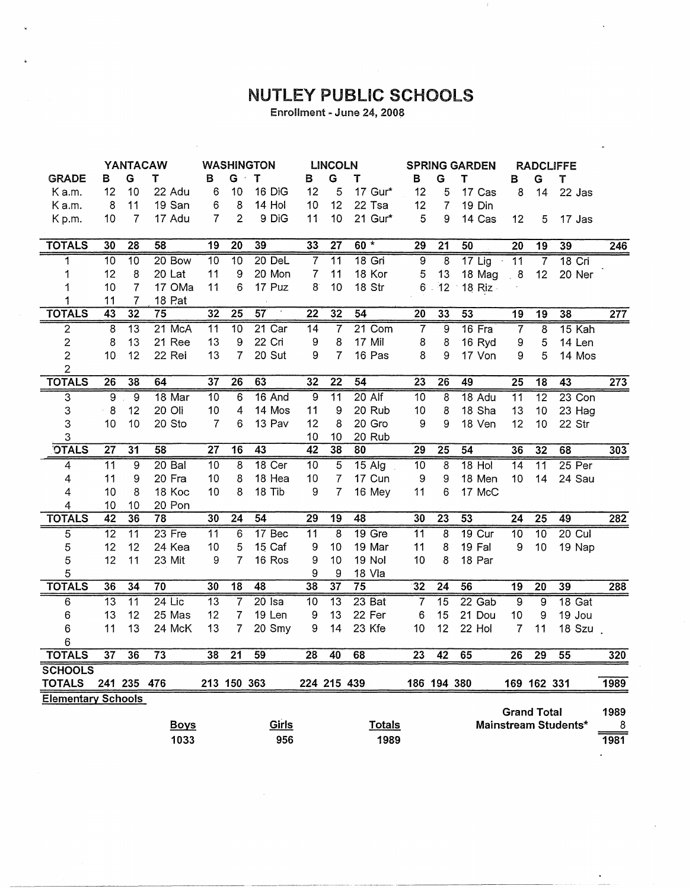# NUTLEY PUBLIC SCHOOLS

Enrollment - June 24, 2008

| | YANTACAW | | | WASHINGTON | | | LINCOLN | | | SPRING GARDEN | | | RADCLIFFE | | | |
|---|---|---|---|---|---|---|---|---|---|---|---|---|---|---|---|---|
| GRADE | B | G | T | B | G | T | B | G | T | B | G | T | B | G | T | |
| K a.m. | 12 | 10 | 22 Adu | 6 | 10 | 16 DiG | 12 | 5 | 17 Gur* | 12 | 5 | 17 Cas | 8 | 14 | 22 Jas | |
| K a.m. | 8 | 11 | 19 San | 6 | 8 | 14 Hol | 10 | 12 | 22 Tsa | 12 | 7 | 19 Din | | | | |
| K p.m. | 10 | 7 | 17 Adu | 7 | 2 | 9 DiG | 11 | 10 | 21 Gur* | 5 | 9 | 14 Cas | 12 | 5 | 17 Jas | |
| TOTALS | 30 | 28 | 58 | 19 | 20 | 39 | 33 | 27 | 60 * | 29 | 21 | 50 | 20 | 19 | 39 | 246 |
| 1 | 10 | 10 | 20 Bow | 10 | 10 | 20 DeL | 7 | 11 | 18 Gri | 9 | 8 | 17 Lig | 11 | 7 | 18 Cri | |
| 1 | 12 | 8 | 20 Lat | 11 | 9 | 20 Mon | 7 | 11 | 18 Kor | 5 | 13 | 18 Mag | 8 | 12 | 20 Ner | |
| 1 | 10 | 7 | 17 OMa | 11 | 6 | 17 Puz | 8 | 10 | 18 Str | 6 | 12 | 18 Riz | | | | |
| 1 | 11 | 7 | 18 Pat | | | | | | | | | | | | | |
| TOTALS | 43 | 32 | 75 | 32 | 25 | 57 | 22 | 32 | 54 | 20 | 33 | 53 | 19 | 19 | 38 | 277 |
| 2 | 8 | 13 | 21 McA | 11 | 10 | 21 Car | 14 | 7 | 21 Com | 7 | 9 | 16 Fra | 7 | 8 | 15 Kah | |
| 2 | 8 | 13 | 21 Ree | 13 | 9 | 22 Cri | 9 | 8 | 17 Mil | 8 | 8 | 16 Ryd | 9 | 5 | 14 Len | |
| 2 | 10 | 12 | 22 Rei | 13 | 7 | 20 Sut | 9 | 7 | 16 Pas | 8 | 9 | 17 Von | 9 | 5 | 14 Mos | |
| 2 | | | | | | | | | | | | | | | | |
| TOTALS | 26 | 38 | 64 | 37 | 26 | 63 | 32 | 22 | 54 | 23 | 26 | 49 | 25 | 18 | 43 | 273 |
| 3 | 9 | 9 | 18 Mar | 10 | 6 | 16 And | 9 | 11 | 20 Alf | 10 | 8 | 18 Adu | 11 | 12 | 23 Con | |
| 3 | 8 | 12 | 20 Oli | 10 | 4 | 14 Mos | 11 | 9 | 20 Rub | 10 | 8 | 18 Sha | 13 | 10 | 23 Hag | |
| 3 | 10 | 10 | 20 Sto | 7 | 6 | 13 Pav | 12 | 8 | 20 Gro | 9 | 9 | 18 Ven | 12 | 10 | 22 Str | |
| 3 | | | | | | | 10 | 10 | 20 Rub | | | | | | | |
| OTALS | 27 | 31 | 58 | 27 | 16 | 43 | 42 | 38 | 80 | 29 | 25 | 54 | 36 | 32 | 68 | 303 |
| 4 | 11 | 9 | 20 Bal | 10 | 8 | 18 Cer | 10 | 5 | 15 Alg | 10 | 8 | 18 Hol | 14 | 11 | 25 Per | |
| 4 | 11 | 9 | 20 Fra | 10 | 8 | 18 Hea | 10 | 7 | 17 Cun | 9 | 9 | 18 Men | 10 | 14 | 24 Sau | |
| 4 | 10 | 8 | 18 Koc | 10 | 8 | 18 Tib | 9 | 7 | 16 Mey | 11 | 6 | 17 McC | | | | |
| 4 | 10 | 10 | 20 Pon | | | | | | | | | | | | | |
| TOTALS | 42 | 36 | 78 | 30 | 24 | 54 | 29 | 19 | 48 | 30 | 23 | 53 | 24 | 25 | 49 | 282 |
| 5 | 12 | 11 | 23 Fre | 11 | 6 | 17 Bec | 11 | 8 | 19 Gre | 11 | 8 | 19 Cur | 10 | 10 | 20 Cul | |
| 5 | 12 | 12 | 24 Kea | 10 | 5 | 15 Caf | 9 | 10 | 19 Mar | 11 | 8 | 19 Fal | 9 | 10 | 19 Nap | |
| 5 | 12 | 11 | 23 Mit | 9 | 7 | 16 Ros | 9 | 10 | 19 Nol | 10 | 8 | 18 Par | | | | |
| 5 | | | | | | | 9 | 9 | 18 Vla | | | | | | | |
| TOTALS | 36 | 34 | 70 | 30 | 18 | 48 | 38 | 37 | 75 | 32 | 24 | 56 | 19 | 20 | 39 | 288 |
| 6 | 13 | 11 | 24 Lic | 13 | 7 | 20 Isa | 10 | 13 | 23 Bat | 7 | 15 | 22 Gab | 9 | 9 | 18 Gat | |
| 6 | 13 | 12 | 25 Mas | 12 | 7 | 19 Len | 9 | 13 | 22 Fer | 6 | 15 | 21 Dou | 10 | 9 | 19 Jou | |
| 6 | 11 | 13 | 24 McK | 13 | 7 | 20 Smy | 9 | 14 | 23 Kfe | 10 | 12 | 22 Hol | 7 | 11 | 18 Szu | |
| 6 | | | | | | | | | | | | | | | | |
| TOTALS | 37 | 36 | 73 | 38 | 21 | 59 | 28 | 40 | 68 | 23 | 42 | 65 | 26 | 29 | 55 | 320 |
| SCHOOLS TOTALS | 241 | 235 | 476 | 213 | 150 | 363 | 224 | 215 | 439 | 186 | 194 | 380 | 169 | 162 | 331 | 1989 |

**Elementary Schools**

| Boys | Girls | Totals |
|---|---|---|
| 1033 | 956 | 1989 |

| | |
|---|---|
| Grand Total | 1989 |
| Mainstream Students* | 8 |
| | 1981 |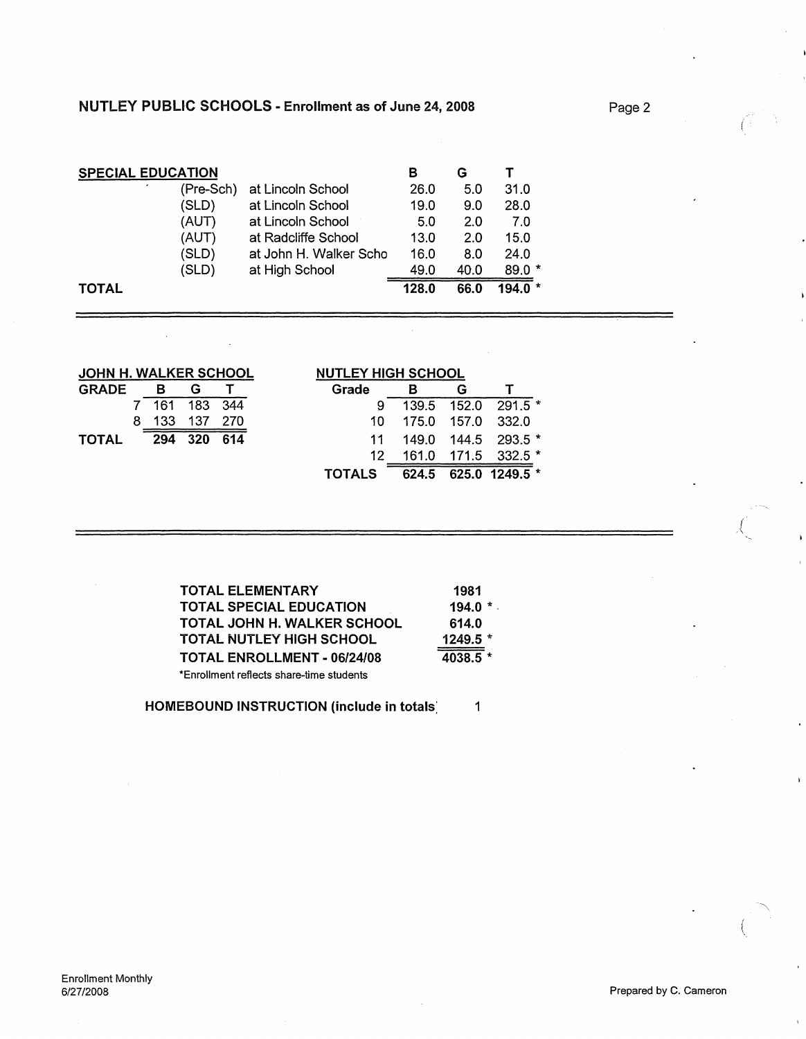## NUTLEY PUBLIC SCHOOLS - Enrollment as of June 24, 2008

| SPECIAL EDUCATION | | | B | G | T |
|---|---|---|---|---|---|
| | (Pre-Sch) | at Lincoln School | 26.0 | 5.0 | 31.0 |
| | (SLD) | at Lincoln School | 19.0 | 9.0 | 28.0 |
| | (AUT) | at Lincoln School | 5.0 | 2.0 | 7.0 |
| | (AUT) | at Radcliffe School | 13.0 | 2.0 | 15.0 |
| | (SLD) | at John H. Walker Scho | 16.0 | 8.0 | 24.0 |
| | (SLD) | at High School | 49.0 | 40.0 | 89.0 * |
| **TOTAL** | | | **128.0** | **66.0** | **194.0 *** |

**JOHN H. WALKER SCHOOL**

| GRADE | B | G | T |
|---|---|---|---|
| 7 | 161 | 183 | 344 |
| 8 | 133 | 137 | 270 |
| **TOTAL** | **294** | **320** | **614** |

**NUTLEY HIGH SCHOOL**

| Grade | B | G | T |
|---|---|---|---|
| 9 | 139.5 | 152.0 | 291.5 * |
| 10 | 175.0 | 157.0 | 332.0 |
| 11 | 149.0 | 144.5 | 293.5 * |
| 12 | 161.0 | 171.5 | 332.5 * |
| **TOTALS** | **624.5** | **625.0** | **1249.5 *** |

| | |
|---|---|
| **TOTAL ELEMENTARY** | **1981** |
| **TOTAL SPECIAL EDUCATION** | **194.0 *** |
| **TOTAL JOHN H. WALKER SCHOOL** | **614.0** |
| **TOTAL NUTLEY HIGH SCHOOL** | **1249.5 *** |
| **TOTAL ENROLLMENT - 06/24/08** | **4038.5 *** |

*Enrollment reflects share-time students

**HOMEBOUND INSTRUCTION (include in totals)** 1

Enrollment Monthly
6/27/2008

Prepared by C. Cameron